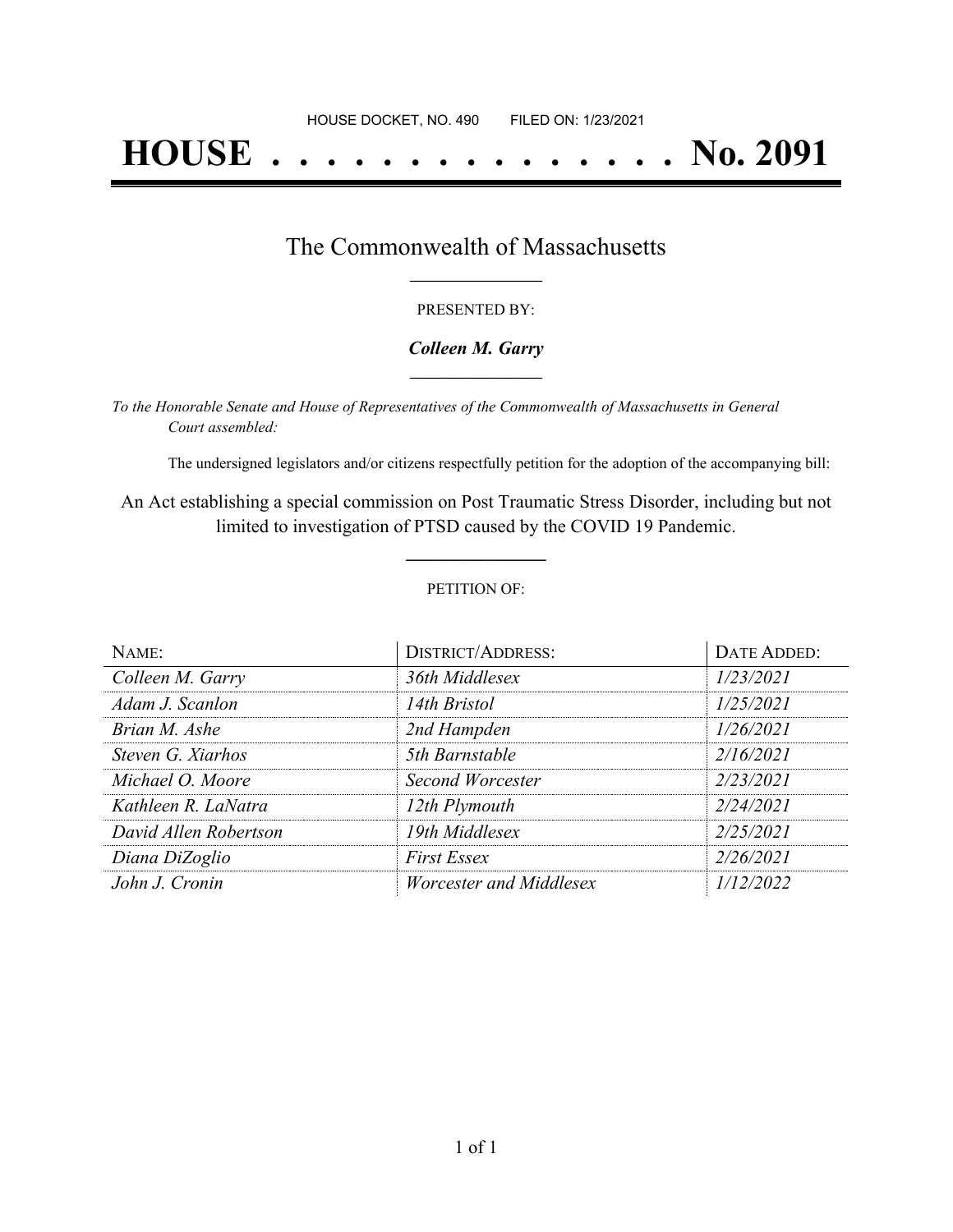HOUSE DOCKET, NO. 490        FILED ON: 1/23/2021

# HOUSE . . . . . . . . . . . . . . . No. 2091

## The Commonwealth of Massachusetts

PRESENTED BY:

***Colleen M. Garry***

*To the Honorable Senate and House of Representatives of the Commonwealth of Massachusetts in General Court assembled:*

The undersigned legislators and/or citizens respectfully petition for the adoption of the accompanying bill:

An Act establishing a special commission on Post Traumatic Stress Disorder, including but not limited to investigation of PTSD caused by the COVID 19 Pandemic.

PETITION OF:

| NAME: | DISTRICT/ADDRESS: | DATE ADDED: |
|---|---|---|
| *Colleen M. Garry* | *36th Middlesex* | *1/23/2021* |
| *Adam J. Scanlon* | *14th Bristol* | *1/25/2021* |
| *Brian M. Ashe* | *2nd Hampden* | *1/26/2021* |
| *Steven G. Xiarhos* | *5th Barnstable* | *2/16/2021* |
| *Michael O. Moore* | *Second Worcester* | *2/23/2021* |
| *Kathleen R. LaNatra* | *12th Plymouth* | *2/24/2021* |
| *David Allen Robertson* | *19th Middlesex* | *2/25/2021* |
| *Diana DiZoglio* | *First Essex* | *2/26/2021* |
| *John J. Cronin* | *Worcester and Middlesex* | *1/12/2022* |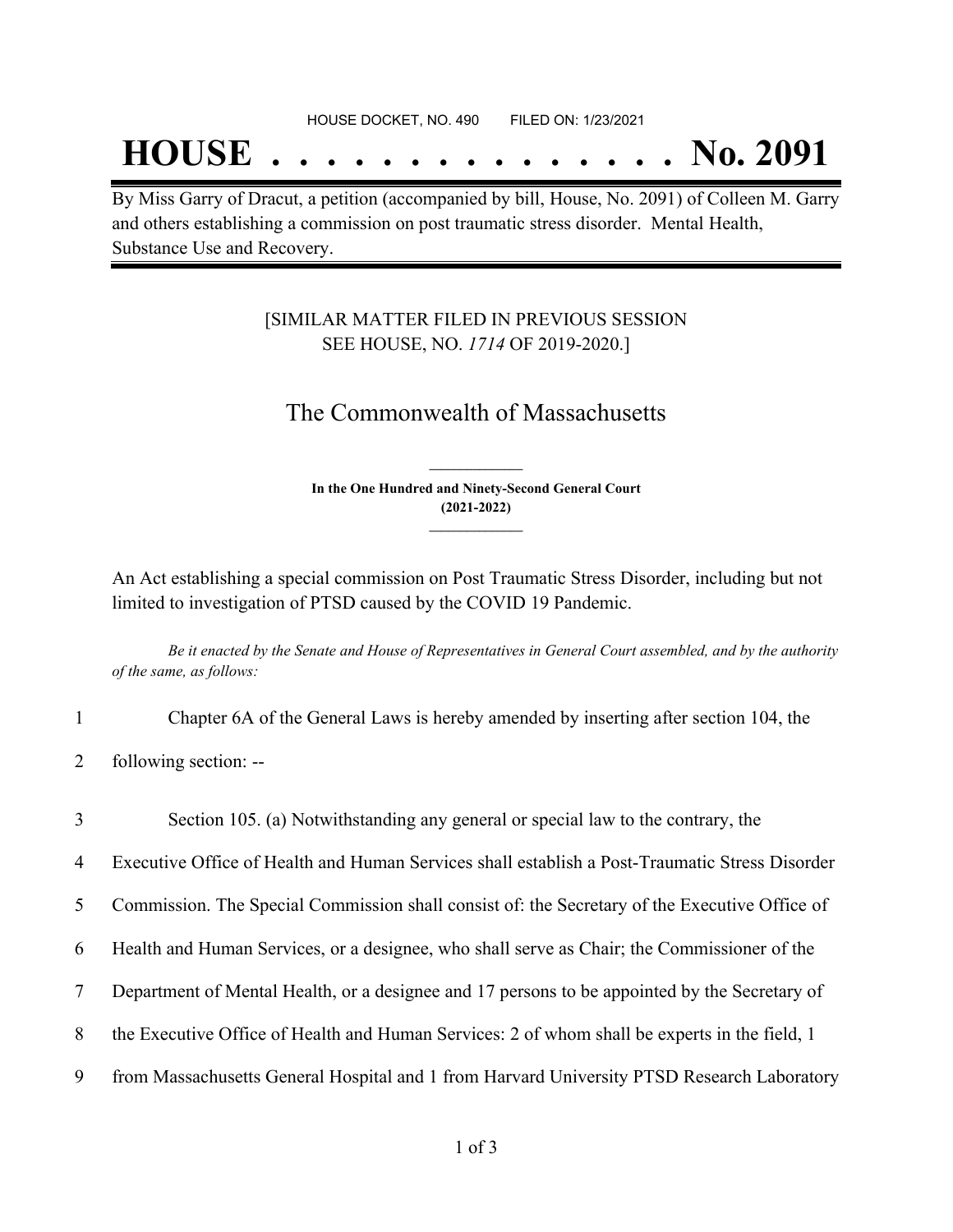HOUSE DOCKET, NO. 490 FILED ON: 1/23/2021

# HOUSE . . . . . . . . . . . . . . . No. 2091

By Miss Garry of Dracut, a petition (accompanied by bill, House, No. 2091) of Colleen M. Garry and others establishing a commission on post traumatic stress disorder. Mental Health, Substance Use and Recovery.

[SIMILAR MATTER FILED IN PREVIOUS SESSION SEE HOUSE, NO. *1714* OF 2019-2020.]

## The Commonwealth of Massachusetts

**In the One Hundred and Ninety-Second General Court (2021-2022)**

An Act establishing a special commission on Post Traumatic Stress Disorder, including but not limited to investigation of PTSD caused by the COVID 19 Pandemic.

*Be it enacted by the Senate and House of Representatives in General Court assembled, and by the authority of the same, as follows:*

1 Chapter 6A of the General Laws is hereby amended by inserting after section 104, the
2 following section: --

3 Section 105. (a) Notwithstanding any general or special law to the contrary, the
4 Executive Office of Health and Human Services shall establish a Post-Traumatic Stress Disorder
5 Commission. The Special Commission shall consist of: the Secretary of the Executive Office of
6 Health and Human Services, or a designee, who shall serve as Chair; the Commissioner of the
7 Department of Mental Health, or a designee and 17 persons to be appointed by the Secretary of
8 the Executive Office of Health and Human Services: 2 of whom shall be experts in the field, 1
9 from Massachusetts General Hospital and 1 from Harvard University PTSD Research Laboratory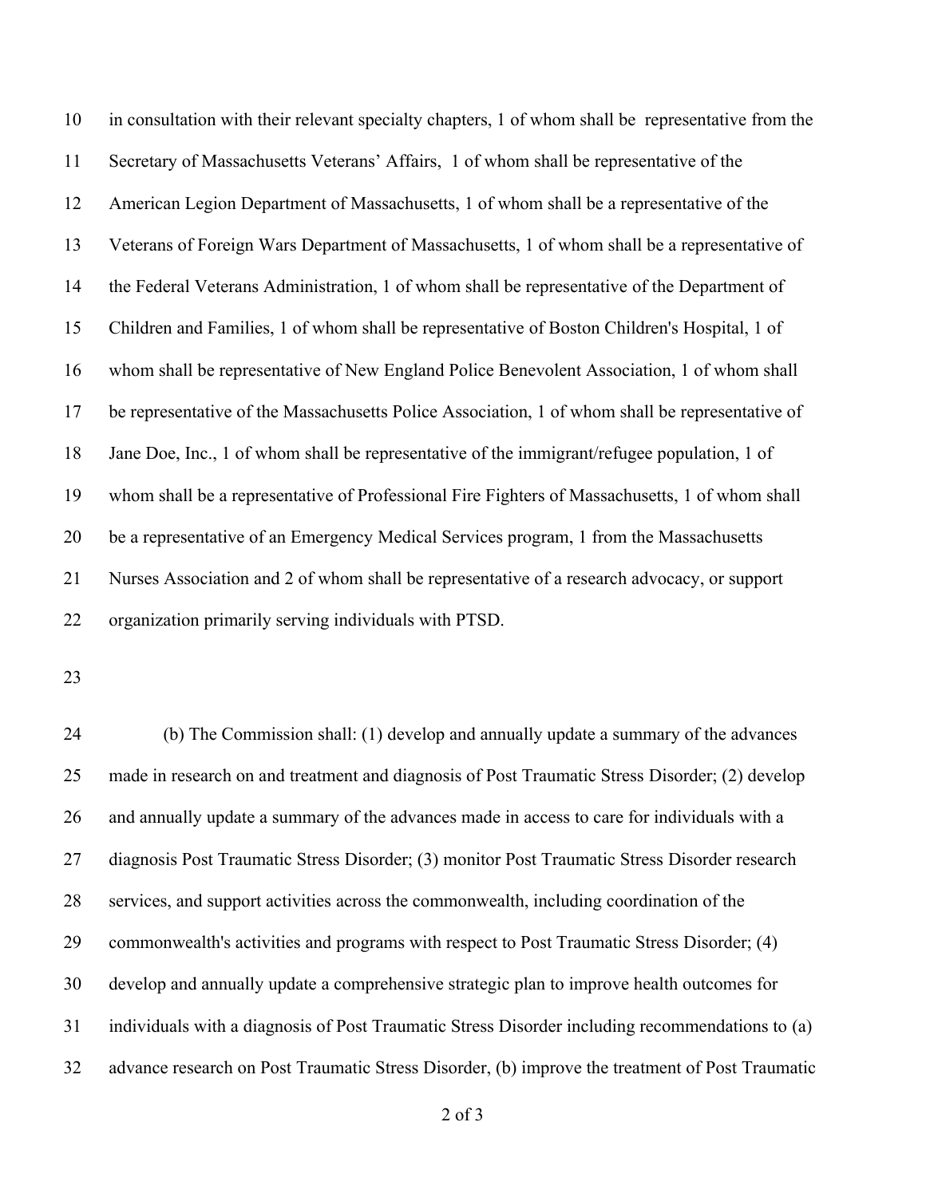in consultation with their relevant specialty chapters, 1 of whom shall be representative from the Secretary of Massachusetts Veterans' Affairs, 1 of whom shall be representative of the American Legion Department of Massachusetts, 1 of whom shall be a representative of the Veterans of Foreign Wars Department of Massachusetts, 1 of whom shall be a representative of the Federal Veterans Administration, 1 of whom shall be representative of the Department of Children and Families, 1 of whom shall be representative of Boston Children's Hospital, 1 of whom shall be representative of New England Police Benevolent Association, 1 of whom shall be representative of the Massachusetts Police Association, 1 of whom shall be representative of Jane Doe, Inc., 1 of whom shall be representative of the immigrant/refugee population, 1 of whom shall be a representative of Professional Fire Fighters of Massachusetts, 1 of whom shall be a representative of an Emergency Medical Services program, 1 from the Massachusetts Nurses Association and 2 of whom shall be representative of a research advocacy, or support organization primarily serving individuals with PTSD.

(b) The Commission shall: (1) develop and annually update a summary of the advances made in research on and treatment and diagnosis of Post Traumatic Stress Disorder; (2) develop and annually update a summary of the advances made in access to care for individuals with a diagnosis Post Traumatic Stress Disorder; (3) monitor Post Traumatic Stress Disorder research services, and support activities across the commonwealth, including coordination of the commonwealth's activities and programs with respect to Post Traumatic Stress Disorder; (4) develop and annually update a comprehensive strategic plan to improve health outcomes for individuals with a diagnosis of Post Traumatic Stress Disorder including recommendations to (a) advance research on Post Traumatic Stress Disorder, (b) improve the treatment of Post Traumatic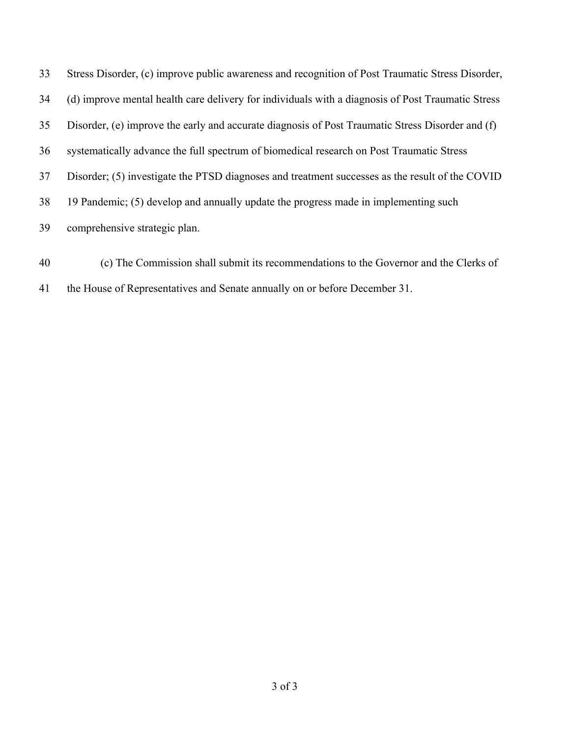Stress Disorder, (c) improve public awareness and recognition of Post Traumatic Stress Disorder, (d) improve mental health care delivery for individuals with a diagnosis of Post Traumatic Stress Disorder, (e) improve the early and accurate diagnosis of Post Traumatic Stress Disorder and (f) systematically advance the full spectrum of biomedical research on Post Traumatic Stress Disorder; (5) investigate the PTSD diagnoses and treatment successes as the result of the COVID 19 Pandemic; (5) develop and annually update the progress made in implementing such comprehensive strategic plan.

(c) The Commission shall submit its recommendations to the Governor and the Clerks of the House of Representatives and Senate annually on or before December 31.